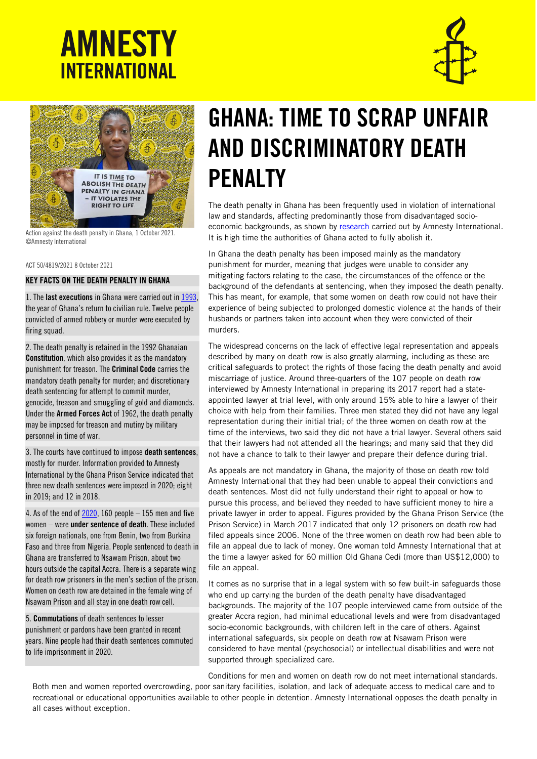# AMNESTY INTERNATIONAL

Action against the death penalty in Ghana, 1 October 2021. ©Amnesty International

ACT 50/4819/2021 8 October 2021

## KEY FACTS ON THE DEATH PENALTY IN GHANA

1. The **last executions** in Ghana were carried out in 1993, the year of Ghana's return to civilian rule. Twelve people convicted of armed robbery or murder were executed by firing squad.

2. The death penalty is retained in the 1992 Ghanaian **Constitution**, which also provides it as the mandatory punishment for treason. The **Criminal Code** carries the mandatory death penalty for murder; and discretionary death sentencing for attempt to commit murder, genocide, treason and smuggling of gold and diamonds. Under the **Armed Forces Act** of 1962, the death penalty may be imposed for treason and mutiny by military personnel in time of war.

3. The courts have continued to impose **death sentences**, mostly for murder. Information provided to Amnesty International by the Ghana Prison Service indicated that three new death sentences were imposed in 2020; eight in 2019; and 12 in 2018.

4. As of the end of 2020, 160 people – 155 men and five women – were **under sentence of death**. These included six foreign nationals, one from Benin, two from Burkina Faso and three from Nigeria. People sentenced to death in Ghana are transferred to Nsawam Prison, about two hours outside the capital Accra. There is a separate wing for death row prisoners in the men's section of the prison. Women on death row are detained in the female wing of Nsawam Prison and all stay in one death row cell.

5. **Commutations** of death sentences to lesser punishment or pardons have been granted in recent years. Nine people had their death sentences commuted to life imprisonment in 2020.

# GHANA: TIME TO SCRAP UNFAIR AND DISCRIMINATORY DEATH PENALTY

The death penalty in Ghana has been frequently used in violation of international law and standards, affecting predominantly those from disadvantaged socio-economic backgrounds, as shown by research carried out by Amnesty International. It is high time the authorities of Ghana acted to fully abolish it.

In Ghana the death penalty has been imposed mainly as the mandatory punishment for murder, meaning that judges were unable to consider any mitigating factors relating to the case, the circumstances of the offence or the background of the defendants at sentencing, when they imposed the death penalty. This has meant, for example, that some women on death row could not have their experience of being subjected to prolonged domestic violence at the hands of their husbands or partners taken into account when they were convicted of their murders.

The widespread concerns on the lack of effective legal representation and appeals described by many on death row is also greatly alarming, including as these are critical safeguards to protect the rights of those facing the death penalty and avoid miscarriage of justice. Around three-quarters of the 107 people on death row interviewed by Amnesty International in preparing its 2017 report had a state-appointed lawyer at trial level, with only around 15% able to hire a lawyer of their choice with help from their families. Three men stated they did not have any legal representation during their initial trial; of the three women on death row at the time of the interviews, two said they did not have a trial lawyer. Several others said that their lawyers had not attended all the hearings; and many said that they did not have a chance to talk to their lawyer and prepare their defence during trial.

As appeals are not mandatory in Ghana, the majority of those on death row told Amnesty International that they had been unable to appeal their convictions and death sentences. Most did not fully understand their right to appeal or how to pursue this process, and believed they needed to have sufficient money to hire a private lawyer in order to appeal. Figures provided by the Ghana Prison Service (the Prison Service) in March 2017 indicated that only 12 prisoners on death row had filed appeals since 2006. None of the three women on death row had been able to file an appeal due to lack of money. One woman told Amnesty International that at the time a lawyer asked for 60 million Old Ghana Cedi (more than US$12,000) to file an appeal.

It comes as no surprise that in a legal system with so few built-in safeguards those who end up carrying the burden of the death penalty have disadvantaged backgrounds. The majority of the 107 people interviewed came from outside of the greater Accra region, had minimal educational levels and were from disadvantaged socio-economic backgrounds, with children left in the care of others. Against international safeguards, six people on death row at Nsawam Prison were considered to have mental (psychosocial) or intellectual disabilities and were not supported through specialized care.

Conditions for men and women on death row do not meet international standards. Both men and women reported overcrowding, poor sanitary facilities, isolation, and lack of adequate access to medical care and to recreational or educational opportunities available to other people in detention. Amnesty International opposes the death penalty in all cases without exception.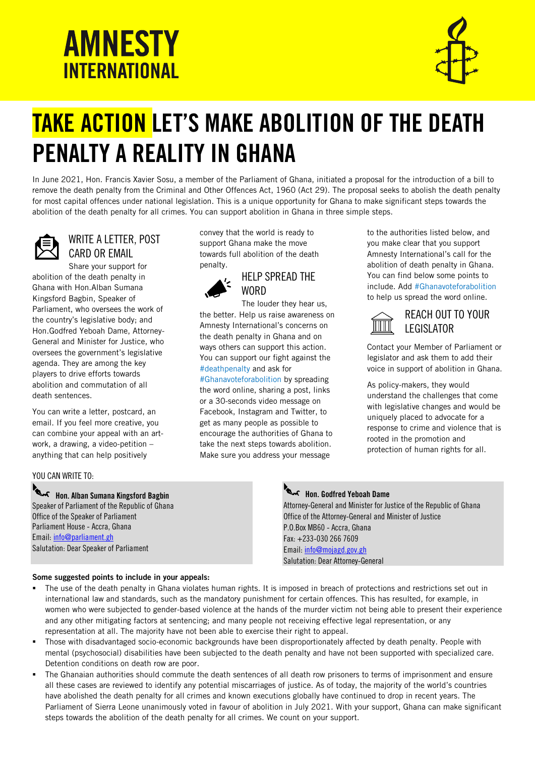# AMNESTY INTERNATIONAL

# TAKE ACTION LET'S MAKE ABOLITION OF THE DEATH PENALTY A REALITY IN GHANA

In June 2021, Hon. Francis Xavier Sosu, a member of the Parliament of Ghana, initiated a proposal for the introduction of a bill to remove the death penalty from the Criminal and Other Offences Act, 1960 (Act 29). The proposal seeks to abolish the death penalty for most capital offences under national legislation. This is a unique opportunity for Ghana to make significant steps towards the abolition of the death penalty for all crimes. You can support abolition in Ghana in three simple steps.

## WRITE A LETTER, POST CARD OR EMAIL

Share your support for abolition of the death penalty in Ghana with Hon.Alban Sumana Kingsford Bagbin, Speaker of Parliament, who oversees the work of the country's legislative body; and Hon.Godfred Yeboah Dame, Attorney-General and Minister for Justice, who oversees the government's legislative agenda. They are among the key players to drive efforts towards abolition and commutation of all death sentences.

You can write a letter, postcard, an email. If you feel more creative, you can combine your appeal with an art-work, a drawing, a video-petition – anything that can help positively convey that the world is ready to support Ghana make the move towards full abolition of the death penalty.

## HELP SPREAD THE WORD

The louder they hear us, the better. Help us raise awareness on Amnesty International's concerns on the death penalty in Ghana and on ways others can support this action. You can support our fight against the #deathpenalty and ask for #Ghanavoteforabolition by spreading the word online, sharing a post, links or a 30-seconds video message on Facebook, Instagram and Twitter, to get as many people as possible to encourage the authorities of Ghana to take the next steps towards abolition. Make sure you address your message to the authorities listed below, and you make clear that you support Amnesty International's call for the abolition of death penalty in Ghana. You can find below some points to include. Add #Ghanavoteforabolition to help us spread the word online.

## REACH OUT TO YOUR LEGISLATOR

Contact your Member of Parliament or legislator and ask them to add their voice in support of abolition in Ghana.

As policy-makers, they would understand the challenges that come with legislative changes and would be uniquely placed to advocate for a response to crime and violence that is rooted in the promotion and protection of human rights for all.

YOU CAN WRITE TO:

**Hon. Alban Sumana Kingsford Bagbin**
Speaker of Parliament of the Republic of Ghana
Office of the Speaker of Parliament
Parliament House - Accra, Ghana
Email: info@parliament.gh
Salutation: Dear Speaker of Parliament

**Hon. Godfred Yeboah Dame**
Attorney-General and Minister for Justice of the Republic of Ghana
Office of the Attorney-General and Minister of Justice
P.O.Box MB60 - Accra, Ghana
Fax: +233-030 266 7609
Email: info@mojagd.gov.gh
Salutation: Dear Attorney-General

**Some suggested points to include in your appeals:**

- The use of the death penalty in Ghana violates human rights. It is imposed in breach of protections and restrictions set out in international law and standards, such as the mandatory punishment for certain offences. This has resulted, for example, in women who were subjected to gender-based violence at the hands of the murder victim not being able to present their experience and any other mitigating factors at sentencing; and many people not receiving effective legal representation, or any representation at all. The majority have not been able to exercise their right to appeal.
- Those with disadvantaged socio-economic backgrounds have been disproportionately affected by death penalty. People with mental (psychosocial) disabilities have been subjected to the death penalty and have not been supported with specialized care. Detention conditions on death row are poor.
- The Ghanaian authorities should commute the death sentences of all death row prisoners to terms of imprisonment and ensure all these cases are reviewed to identify any potential miscarriages of justice. As of today, the majority of the world's countries have abolished the death penalty for all crimes and known executions globally have continued to drop in recent years. The Parliament of Sierra Leone unanimously voted in favour of abolition in July 2021. With your support, Ghana can make significant steps towards the abolition of the death penalty for all crimes. We count on your support.